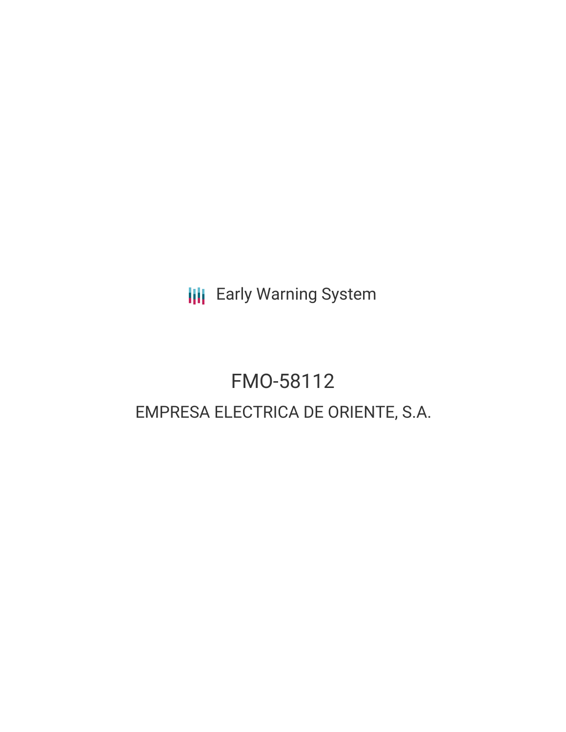Early Warning System

# FMO-58112

## EMPRESA ELECTRICA DE ORIENTE, S.A.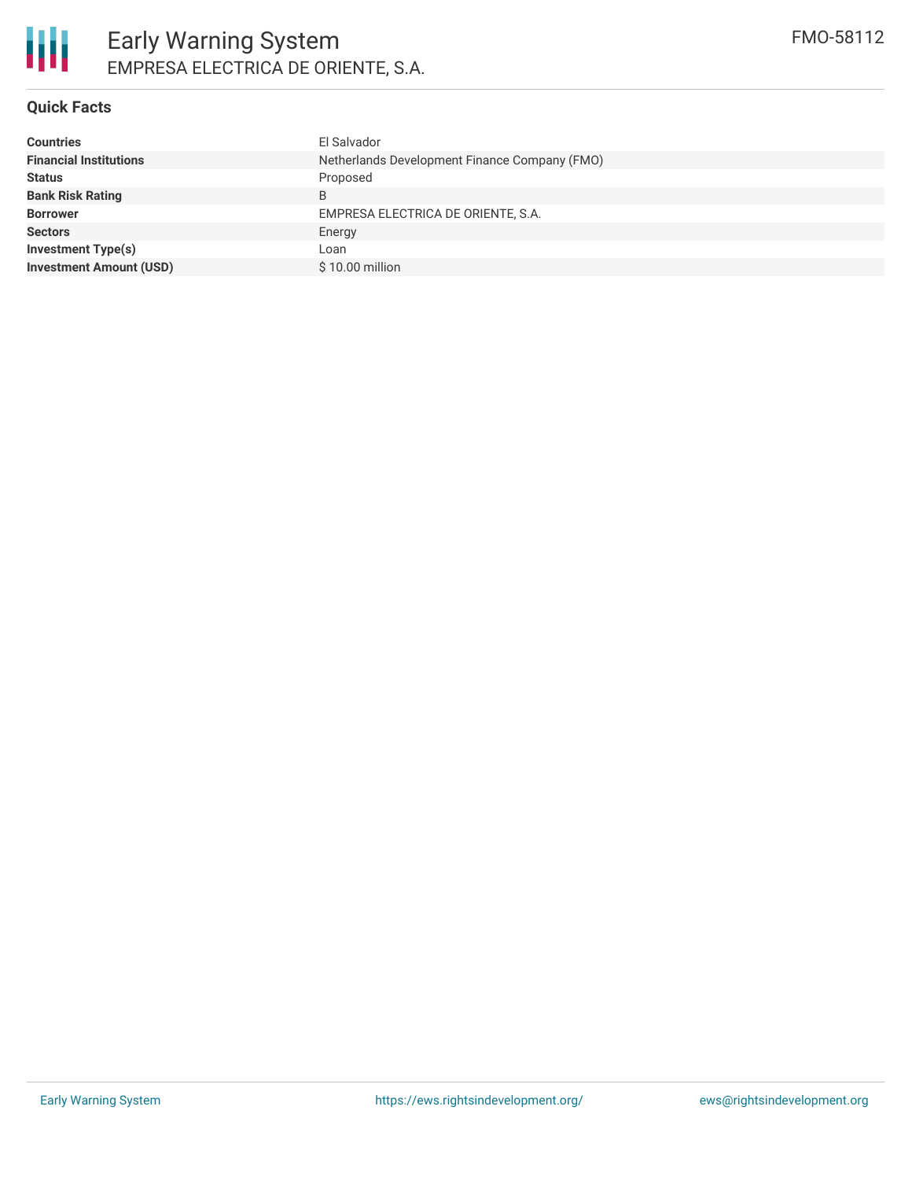# Early Warning System

## EMPRESA ELECTRICA DE ORIENTE, S.A.

FMO-58112

### Quick Facts

| | |
|---|---|
| **Countries** | El Salvador |
| **Financial Institutions** | Netherlands Development Finance Company (FMO) |
| **Status** | Proposed |
| **Bank Risk Rating** | B |
| **Borrower** | EMPRESA ELECTRICA DE ORIENTE, S.A. |
| **Sectors** | Energy |
| **Investment Type(s)** | Loan |
| **Investment Amount (USD)** | $ 10.00 million |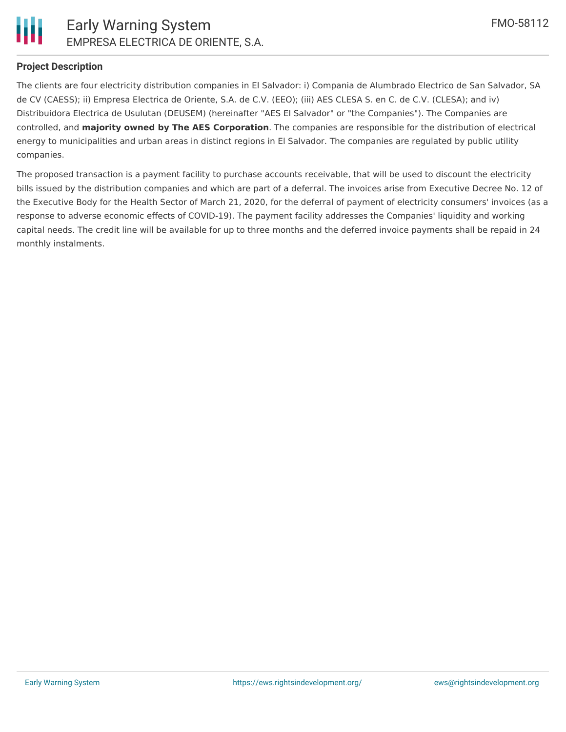## Project Description

The clients are four electricity distribution companies in El Salvador: i) Compania de Alumbrado Electrico de San Salvador, SA de CV (CAESS); ii) Empresa Electrica de Oriente, S.A. de C.V. (EEO); (iii) AES CLESA S. en C. de C.V. (CLESA); and iv) Distribuidora Electrica de Usulutan (DEUSEM) (hereinafter "AES El Salvador" or "the Companies"). The Companies are controlled, and **majority owned by The AES Corporation**. The companies are responsible for the distribution of electrical energy to municipalities and urban areas in distinct regions in El Salvador. The companies are regulated by public utility companies.

The proposed transaction is a payment facility to purchase accounts receivable, that will be used to discount the electricity bills issued by the distribution companies and which are part of a deferral. The invoices arise from Executive Decree No. 12 of the Executive Body for the Health Sector of March 21, 2020, for the deferral of payment of electricity consumers' invoices (as a response to adverse economic effects of COVID-19). The payment facility addresses the Companies' liquidity and working capital needs. The credit line will be available for up to three months and the deferred invoice payments shall be repaid in 24 monthly instalments.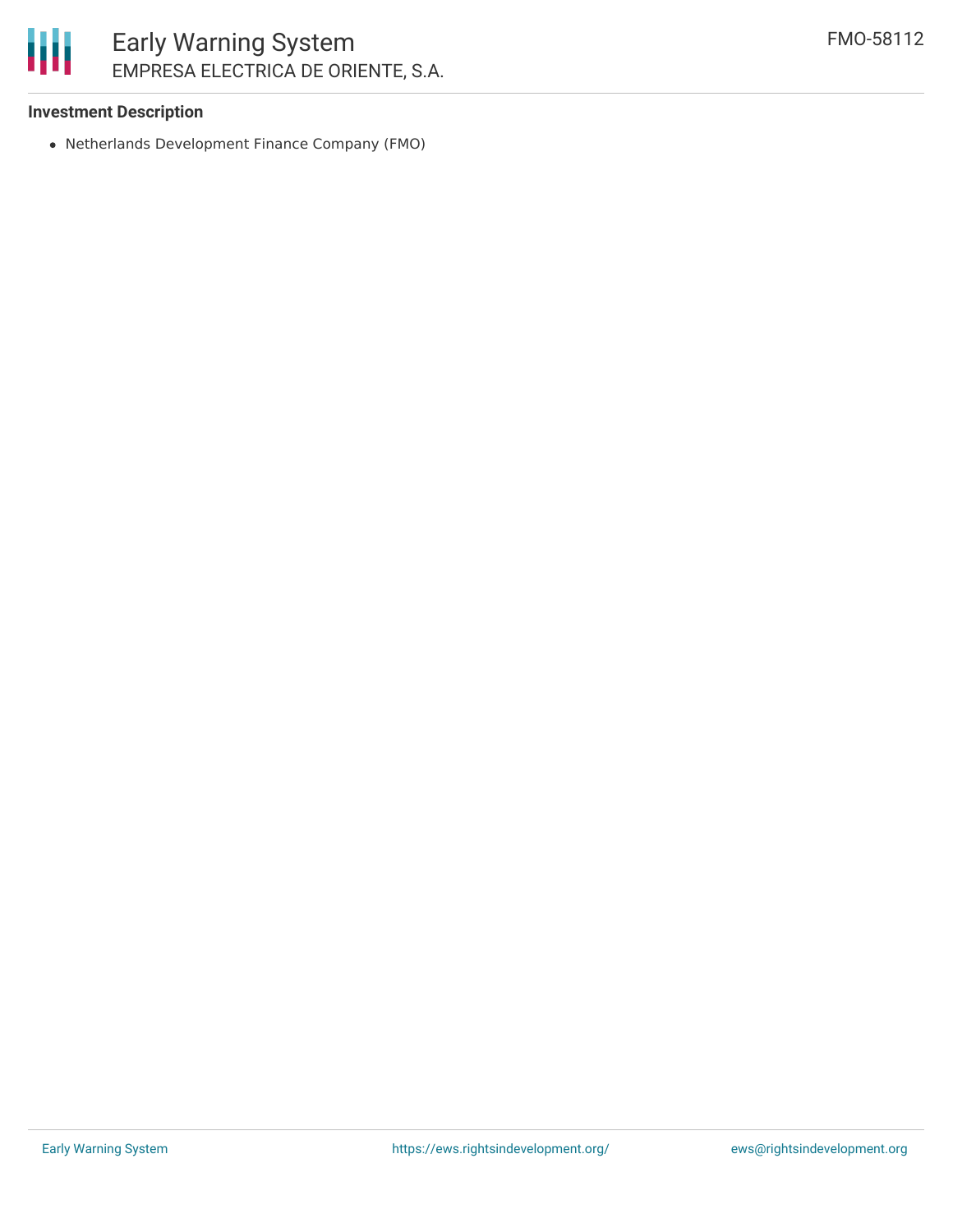**Investment Description**

- Netherlands Development Finance Company (FMO)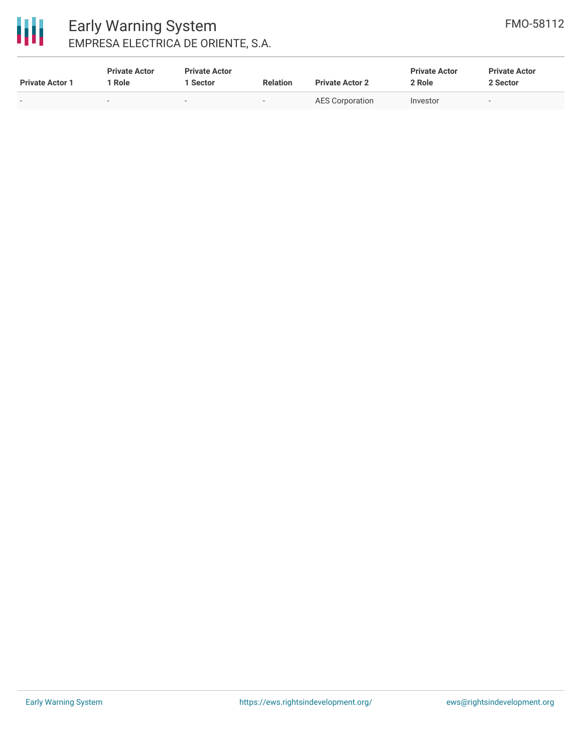| Private Actor 1 | Private Actor 1 Role | Private Actor 1 Sector | Relation | Private Actor 2 | Private Actor 2 Role | Private Actor 2 Sector |
|---|---|---|---|---|---|---|
| - | - | - | - | AES Corporation | Investor | - |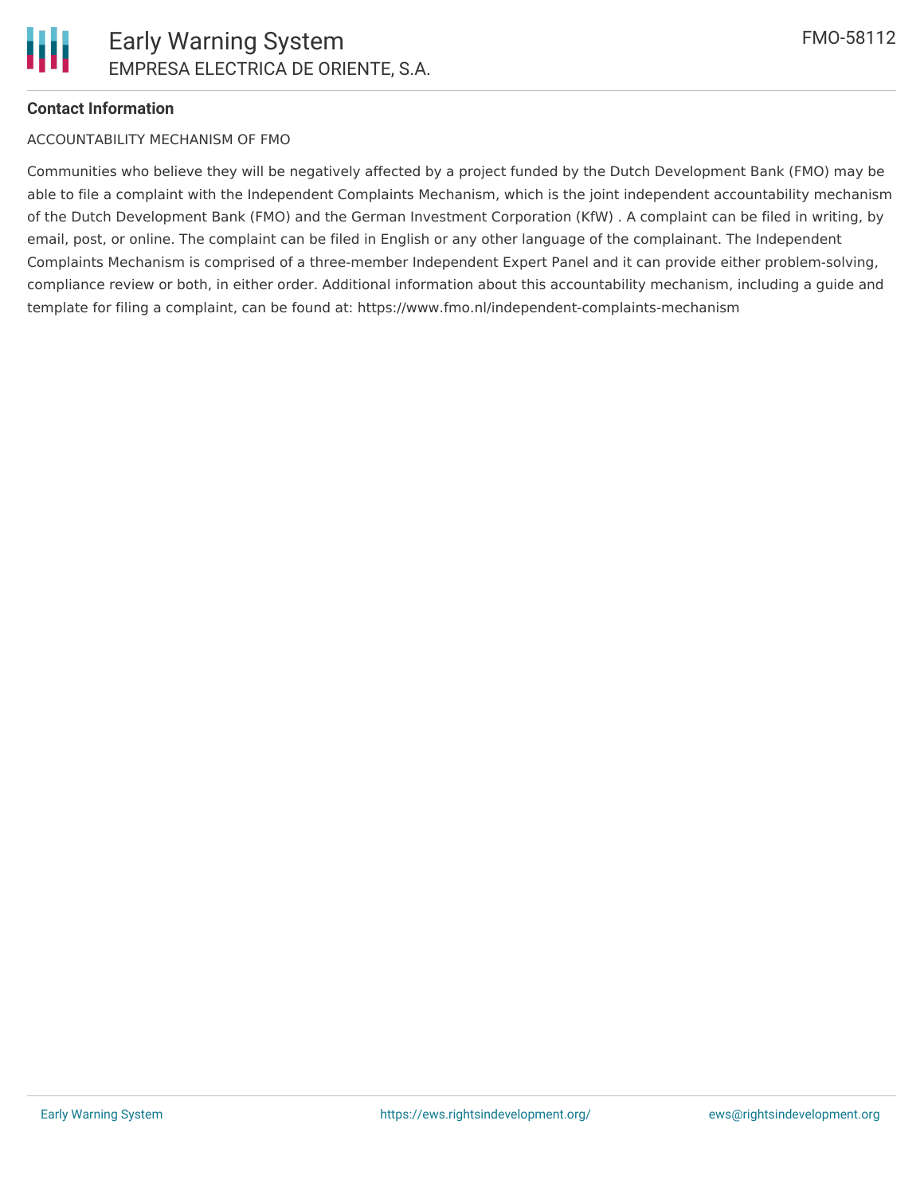**Contact Information**

ACCOUNTABILITY MECHANISM OF FMO

Communities who believe they will be negatively affected by a project funded by the Dutch Development Bank (FMO) may be able to file a complaint with the Independent Complaints Mechanism, which is the joint independent accountability mechanism of the Dutch Development Bank (FMO) and the German Investment Corporation (KfW) . A complaint can be filed in writing, by email, post, or online. The complaint can be filed in English or any other language of the complainant. The Independent Complaints Mechanism is comprised of a three-member Independent Expert Panel and it can provide either problem-solving, compliance review or both, in either order. Additional information about this accountability mechanism, including a guide and template for filing a complaint, can be found at: https://www.fmo.nl/independent-complaints-mechanism